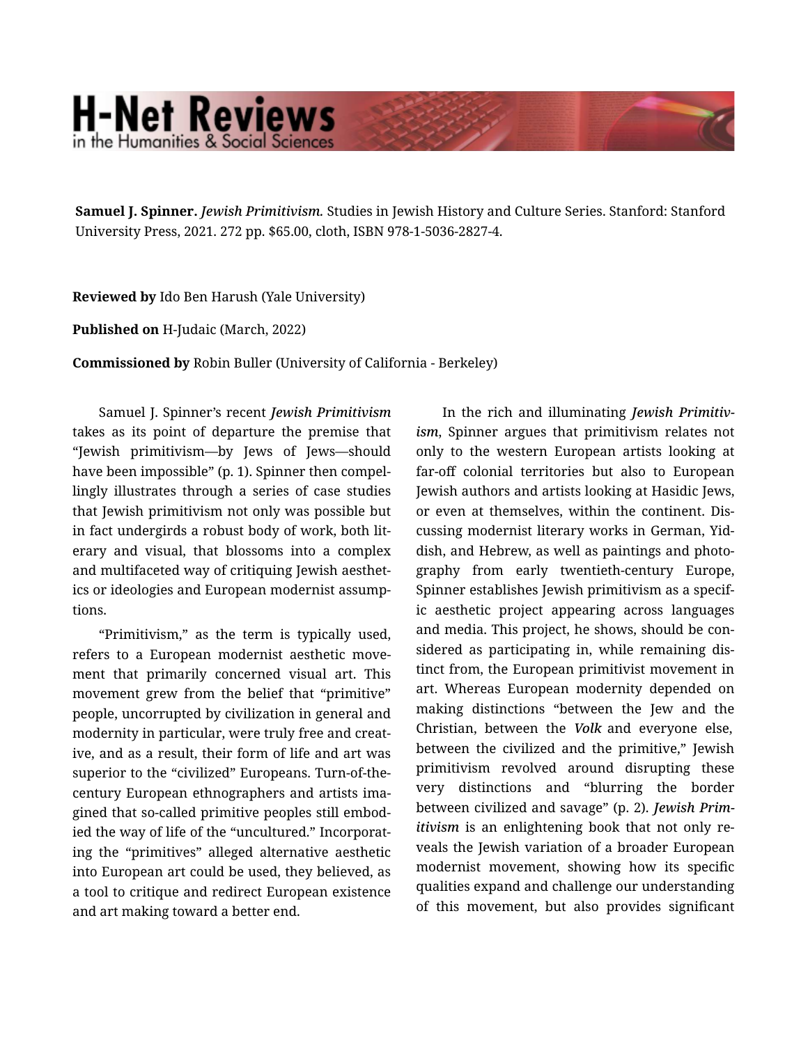**Samuel J. Spinner.** *Jewish Primitivism.* Studies in Jewish History and Culture Series. Stanford: Stanford University Press, 2021. 272 pp. $65.00, cloth, ISBN 978-1-5036-2827-4.

**Reviewed by** Ido Ben Harush (Yale University)

**Published on** H-Judaic (March, 2022)

**Commissioned by** Robin Buller (University of California - Berkeley)

Samuel J. Spinner's recent ***Jewish Primitivism*** takes as its point of departure the premise that "Jewish primitivism—by Jews of Jews—should have been impossible" (p. 1). Spinner then compellingly illustrates through a series of case studies that Jewish primitivism not only was possible but in fact undergirds a robust body of work, both literary and visual, that blossoms into a complex and multifaceted way of critiquing Jewish aesthetics or ideologies and European modernist assumptions.

"Primitivism," as the term is typically used, refers to a European modernist aesthetic movement that primarily concerned visual art. This movement grew from the belief that "primitive" people, uncorrupted by civilization in general and modernity in particular, were truly free and creative, and as a result, their form of life and art was superior to the "civilized" Europeans. Turn-of-the-century European ethnographers and artists imagined that so-called primitive peoples still embodied the way of life of the "uncultured." Incorporating the "primitives" alleged alternative aesthetic into European art could be used, they believed, as a tool to critique and redirect European existence and art making toward a better end.

In the rich and illuminating ***Jewish Primitivism***, Spinner argues that primitivism relates not only to the western European artists looking at far-off colonial territories but also to European Jewish authors and artists looking at Hasidic Jews, or even at themselves, within the continent. Discussing modernist literary works in German, Yiddish, and Hebrew, as well as paintings and photography from early twentieth-century Europe, Spinner establishes Jewish primitivism as a specific aesthetic project appearing across languages and media. This project, he shows, should be considered as participating in, while remaining distinct from, the European primitivist movement in art. Whereas European modernity depended on making distinctions "between the Jew and the Christian, between the ***Volk*** and everyone else, between the civilized and the primitive," Jewish primitivism revolved around disrupting these very distinctions and "blurring the border between civilized and savage" (p. 2). ***Jewish Primitivism*** is an enlightening book that not only reveals the Jewish variation of a broader European modernist movement, showing how its specific qualities expand and challenge our understanding of this movement, but also provides significant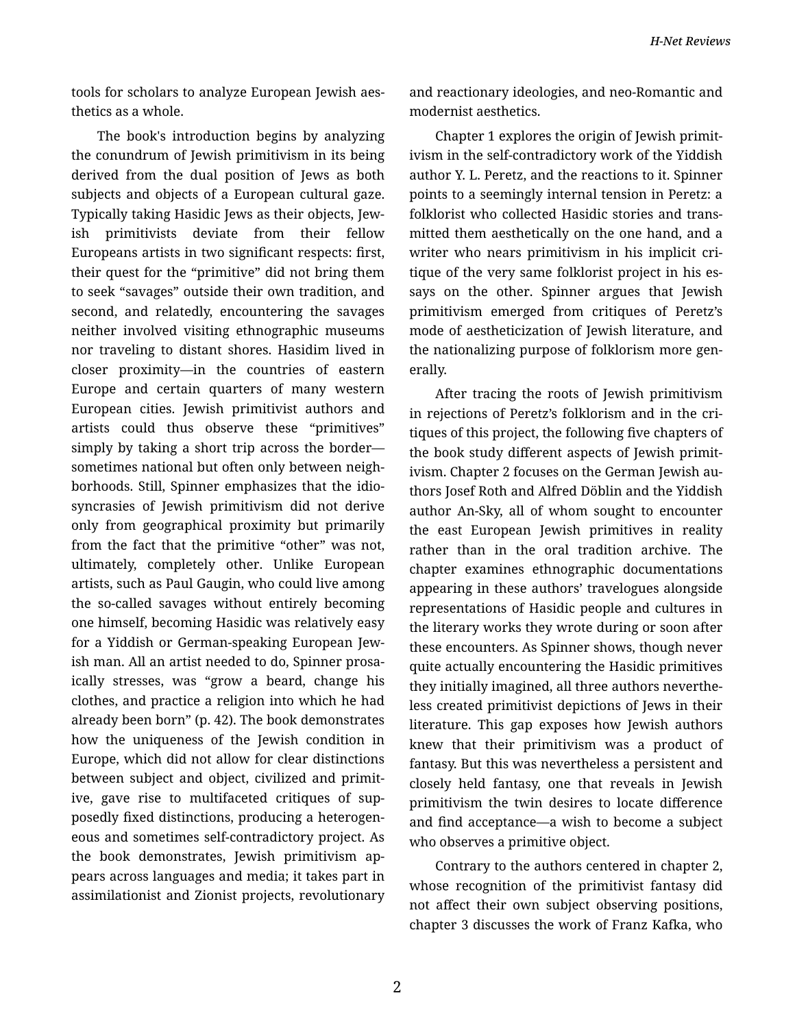tools for scholars to analyze European Jewish aesthetics as a whole.

The book's introduction begins by analyzing the conundrum of Jewish primitivism in its being derived from the dual position of Jews as both subjects and objects of a European cultural gaze. Typically taking Hasidic Jews as their objects, Jewish primitivists deviate from their fellow Europeans artists in two significant respects: first, their quest for the "primitive" did not bring them to seek "savages" outside their own tradition, and second, and relatedly, encountering the savages neither involved visiting ethnographic museums nor traveling to distant shores. Hasidim lived in closer proximity—in the countries of eastern Europe and certain quarters of many western European cities. Jewish primitivist authors and artists could thus observe these "primitives" simply by taking a short trip across the border—sometimes national but often only between neighborhoods. Still, Spinner emphasizes that the idiosyncrasies of Jewish primitivism did not derive only from geographical proximity but primarily from the fact that the primitive "other" was not, ultimately, completely other. Unlike European artists, such as Paul Gaugin, who could live among the so-called savages without entirely becoming one himself, becoming Hasidic was relatively easy for a Yiddish or German-speaking European Jewish man. All an artist needed to do, Spinner prosaically stresses, was "grow a beard, change his clothes, and practice a religion into which he had already been born" (p. 42). The book demonstrates how the uniqueness of the Jewish condition in Europe, which did not allow for clear distinctions between subject and object, civilized and primitive, gave rise to multifaceted critiques of supposedly fixed distinctions, producing a heterogeneous and sometimes self-contradictory project. As the book demonstrates, Jewish primitivism appears across languages and media; it takes part in assimilationist and Zionist projects, revolutionary and reactionary ideologies, and neo-Romantic and modernist aesthetics.

Chapter 1 explores the origin of Jewish primitivism in the self-contradictory work of the Yiddish author Y. L. Peretz, and the reactions to it. Spinner points to a seemingly internal tension in Peretz: a folklorist who collected Hasidic stories and transmitted them aesthetically on the one hand, and a writer who nears primitivism in his implicit critique of the very same folklorist project in his essays on the other. Spinner argues that Jewish primitivism emerged from critiques of Peretz's mode of aestheticization of Jewish literature, and the nationalizing purpose of folklorism more generally.

After tracing the roots of Jewish primitivism in rejections of Peretz's folklorism and in the critiques of this project, the following five chapters of the book study different aspects of Jewish primitivism. Chapter 2 focuses on the German Jewish authors Josef Roth and Alfred Döblin and the Yiddish author An-Sky, all of whom sought to encounter the east European Jewish primitives in reality rather than in the oral tradition archive. The chapter examines ethnographic documentations appearing in these authors' travelogues alongside representations of Hasidic people and cultures in the literary works they wrote during or soon after these encounters. As Spinner shows, though never quite actually encountering the Hasidic primitives they initially imagined, all three authors nevertheless created primitivist depictions of Jews in their literature. This gap exposes how Jewish authors knew that their primitivism was a product of fantasy. But this was nevertheless a persistent and closely held fantasy, one that reveals in Jewish primitivism the twin desires to locate difference and find acceptance—a wish to become a subject who observes a primitive object.

Contrary to the authors centered in chapter 2, whose recognition of the primitivist fantasy did not affect their own subject observing positions, chapter 3 discusses the work of Franz Kafka, who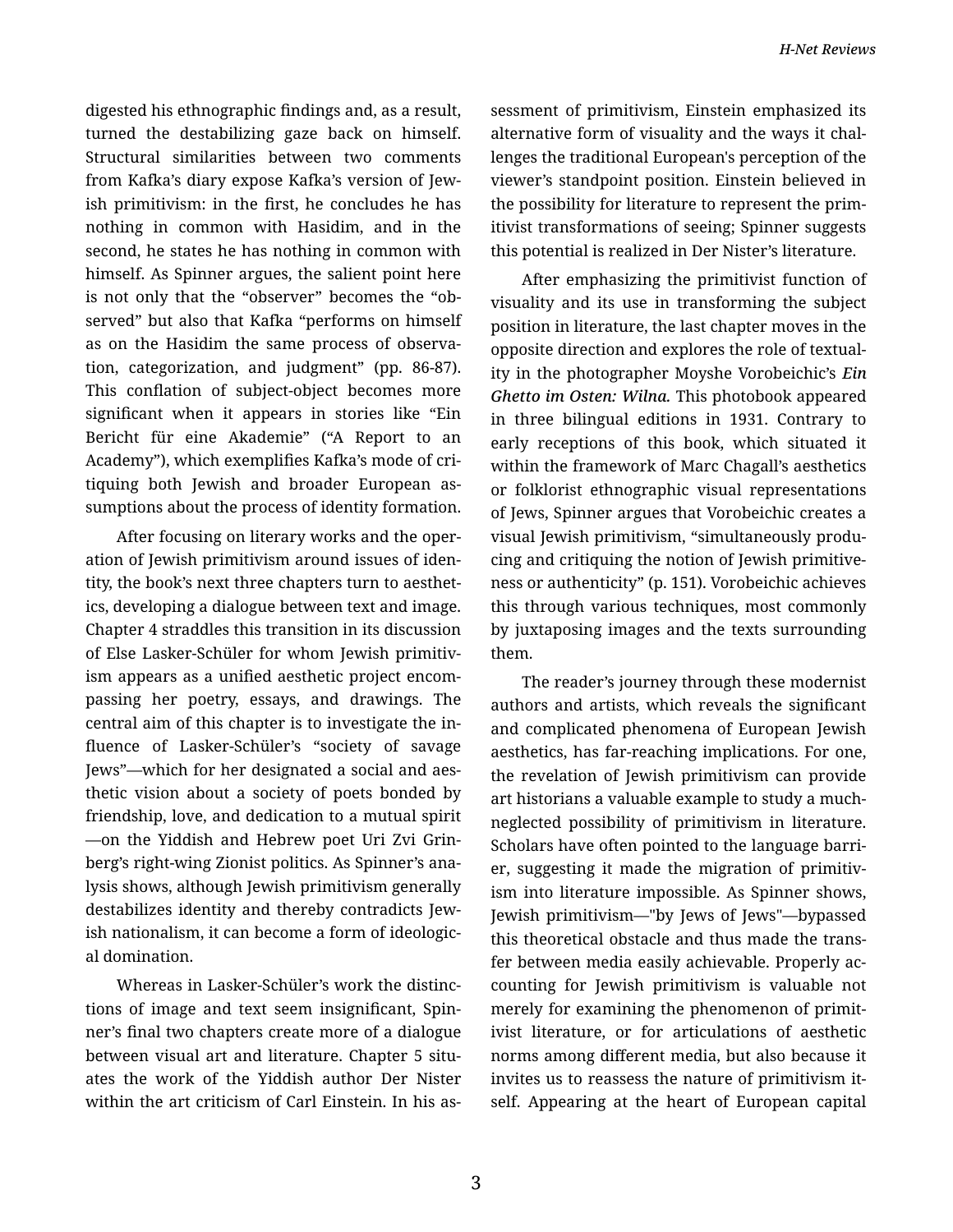digested his ethnographic findings and, as a result, turned the destabilizing gaze back on himself. Structural similarities between two comments from Kafka's diary expose Kafka's version of Jewish primitivism: in the first, he concludes he has nothing in common with Hasidim, and in the second, he states he has nothing in common with himself. As Spinner argues, the salient point here is not only that the "observer" becomes the "observed" but also that Kafka "performs on himself as on the Hasidim the same process of observation, categorization, and judgment" (pp. 86-87). This conflation of subject-object becomes more significant when it appears in stories like "Ein Bericht für eine Akademie" ("A Report to an Academy"), which exemplifies Kafka's mode of critiquing both Jewish and broader European assumptions about the process of identity formation.

After focusing on literary works and the operation of Jewish primitivism around issues of identity, the book's next three chapters turn to aesthetics, developing a dialogue between text and image. Chapter 4 straddles this transition in its discussion of Else Lasker-Schüler for whom Jewish primitivism appears as a unified aesthetic project encompassing her poetry, essays, and drawings. The central aim of this chapter is to investigate the influence of Lasker-Schüler's "society of savage Jews"—which for her designated a social and aesthetic vision about a society of poets bonded by friendship, love, and dedication to a mutual spirit—on the Yiddish and Hebrew poet Uri Zvi Grinberg's right-wing Zionist politics. As Spinner's analysis shows, although Jewish primitivism generally destabilizes identity and thereby contradicts Jewish nationalism, it can become a form of ideological domination.

Whereas in Lasker-Schüler's work the distinctions of image and text seem insignificant, Spinner's final two chapters create more of a dialogue between visual art and literature. Chapter 5 situates the work of the Yiddish author Der Nister within the art criticism of Carl Einstein. In his assessment of primitivism, Einstein emphasized its alternative form of visuality and the ways it challenges the traditional European's perception of the viewer's standpoint position. Einstein believed in the possibility for literature to represent the primitivist transformations of seeing; Spinner suggests this potential is realized in Der Nister's literature.

After emphasizing the primitivist function of visuality and its use in transforming the subject position in literature, the last chapter moves in the opposite direction and explores the role of textuality in the photographer Moyshe Vorobeichic's *Ein Ghetto im Osten: Wilna.* This photobook appeared in three bilingual editions in 1931. Contrary to early receptions of this book, which situated it within the framework of Marc Chagall's aesthetics or folklorist ethnographic visual representations of Jews, Spinner argues that Vorobeichic creates a visual Jewish primitivism, "simultaneously producing and critiquing the notion of Jewish primitiveness or authenticity" (p. 151). Vorobeichic achieves this through various techniques, most commonly by juxtaposing images and the texts surrounding them.

The reader's journey through these modernist authors and artists, which reveals the significant and complicated phenomena of European Jewish aesthetics, has far-reaching implications. For one, the revelation of Jewish primitivism can provide art historians a valuable example to study a much-neglected possibility of primitivism in literature. Scholars have often pointed to the language barrier, suggesting it made the migration of primitivism into literature impossible. As Spinner shows, Jewish primitivism—"by Jews of Jews"—bypassed this theoretical obstacle and thus made the transfer between media easily achievable. Properly accounting for Jewish primitivism is valuable not merely for examining the phenomenon of primitivist literature, or for articulations of aesthetic norms among different media, but also because it invites us to reassess the nature of primitivism itself. Appearing at the heart of European capital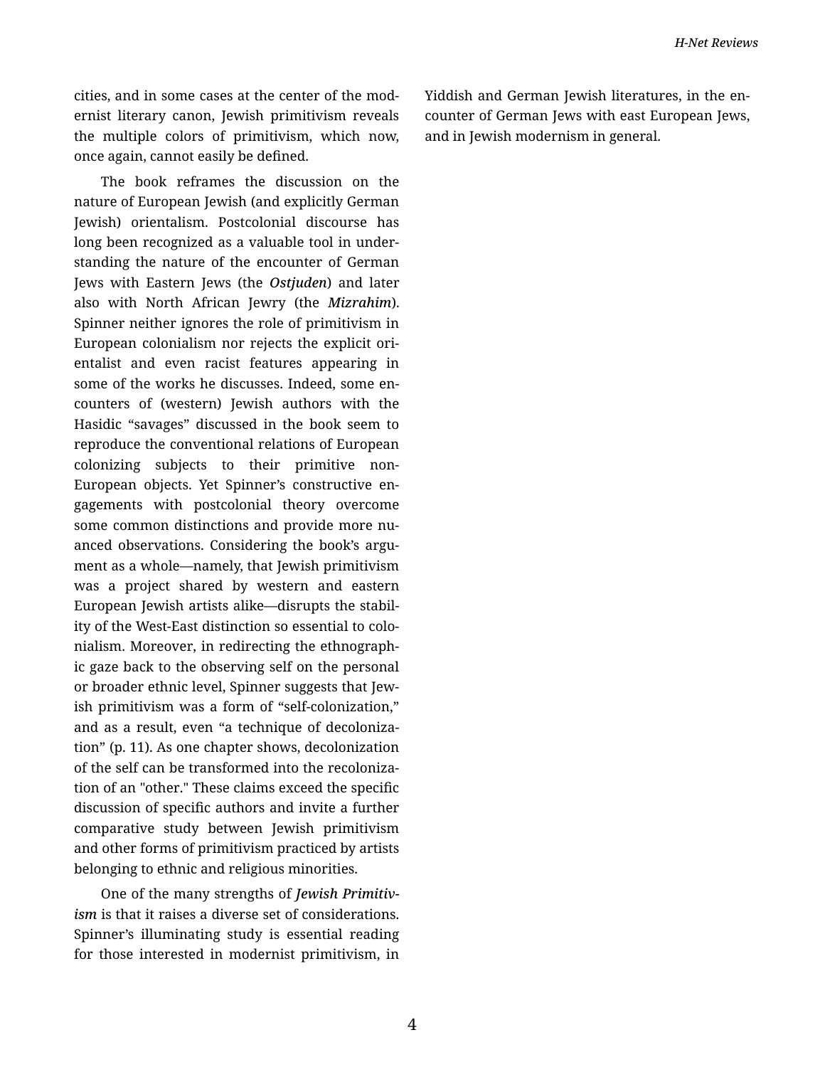cities, and in some cases at the center of the modernist literary canon, Jewish primitivism reveals the multiple colors of primitivism, which now, once again, cannot easily be defined.

The book reframes the discussion on the nature of European Jewish (and explicitly German Jewish) orientalism. Postcolonial discourse has long been recognized as a valuable tool in understanding the nature of the encounter of German Jews with Eastern Jews (the *Ostjuden*) and later also with North African Jewry (the *Mizrahim*). Spinner neither ignores the role of primitivism in European colonialism nor rejects the explicit orientalist and even racist features appearing in some of the works he discusses. Indeed, some encounters of (western) Jewish authors with the Hasidic "savages" discussed in the book seem to reproduce the conventional relations of European colonizing subjects to their primitive non-European objects. Yet Spinner's constructive engagements with postcolonial theory overcome some common distinctions and provide more nuanced observations. Considering the book's argument as a whole—namely, that Jewish primitivism was a project shared by western and eastern European Jewish artists alike—disrupts the stability of the West-East distinction so essential to colonialism. Moreover, in redirecting the ethnographic gaze back to the observing self on the personal or broader ethnic level, Spinner suggests that Jewish primitivism was a form of "self-colonization," and as a result, even "a technique of decolonization" (p. 11). As one chapter shows, decolonization of the self can be transformed into the recolonization of an "other." These claims exceed the specific discussion of specific authors and invite a further comparative study between Jewish primitivism and other forms of primitivism practiced by artists belonging to ethnic and religious minorities.

One of the many strengths of *Jewish Primitivism* is that it raises a diverse set of considerations. Spinner's illuminating study is essential reading for those interested in modernist primitivism, in Yiddish and German Jewish literatures, in the encounter of German Jews with east European Jews, and in Jewish modernism in general.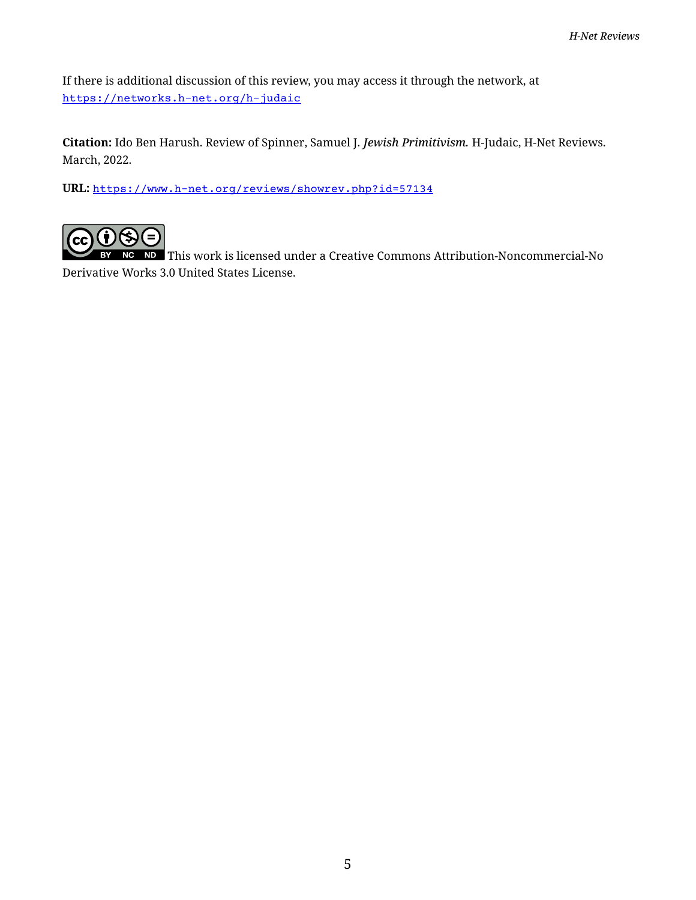If there is additional discussion of this review, you may access it through the network, at https://networks.h-net.org/h-judaic

**Citation:** Ido Ben Harush. Review of Spinner, Samuel J. ***Jewish Primitivism.*** H-Judaic, H-Net Reviews. March, 2022.

**URL:** https://www.h-net.org/reviews/showrev.php?id=57134

This work is licensed under a Creative Commons Attribution-Noncommercial-No Derivative Works 3.0 United States License.